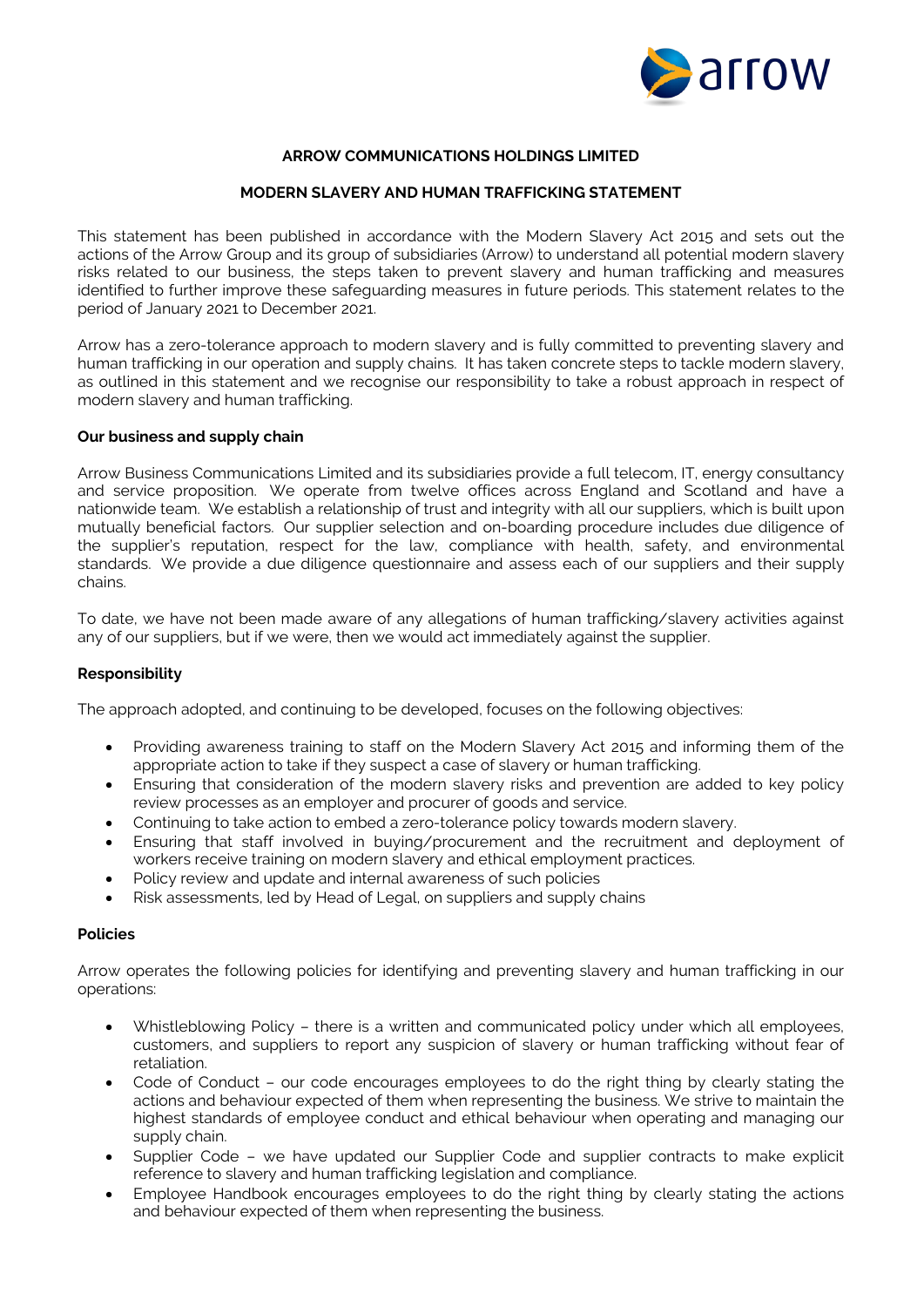**ARROW COMMUNICATIONS HOLDINGS LIMITED**

**MODERN SLAVERY AND HUMAN TRAFFICKING STATEMENT**

This statement has been published in accordance with the Modern Slavery Act 2015 and sets out the actions of the Arrow Group and its group of subsidiaries (Arrow) to understand all potential modern slavery risks related to our business, the steps taken to prevent slavery and human trafficking and measures identified to further improve these safeguarding measures in future periods. This statement relates to the period of January 2021 to December 2021.

Arrow has a zero-tolerance approach to modern slavery and is fully committed to preventing slavery and human trafficking in our operation and supply chains. It has taken concrete steps to tackle modern slavery, as outlined in this statement and we recognise our responsibility to take a robust approach in respect of modern slavery and human trafficking.

**Our business and supply chain**

Arrow Business Communications Limited and its subsidiaries provide a full telecom, IT, energy consultancy and service proposition. We operate from twelve offices across England and Scotland and have a nationwide team. We establish a relationship of trust and integrity with all our suppliers, which is built upon mutually beneficial factors. Our supplier selection and on-boarding procedure includes due diligence of the supplier's reputation, respect for the law, compliance with health, safety, and environmental standards. We provide a due diligence questionnaire and assess each of our suppliers and their supply chains.

To date, we have not been made aware of any allegations of human trafficking/slavery activities against any of our suppliers, but if we were, then we would act immediately against the supplier.

**Responsibility**

The approach adopted, and continuing to be developed, focuses on the following objectives:

- Providing awareness training to staff on the Modern Slavery Act 2015 and informing them of the appropriate action to take if they suspect a case of slavery or human trafficking.
- Ensuring that consideration of the modern slavery risks and prevention are added to key policy review processes as an employer and procurer of goods and service.
- Continuing to take action to embed a zero-tolerance policy towards modern slavery.
- Ensuring that staff involved in buying/procurement and the recruitment and deployment of workers receive training on modern slavery and ethical employment practices.
- Policy review and update and internal awareness of such policies
- Risk assessments, led by Head of Legal, on suppliers and supply chains

**Policies**

Arrow operates the following policies for identifying and preventing slavery and human trafficking in our operations:

- Whistleblowing Policy – there is a written and communicated policy under which all employees, customers, and suppliers to report any suspicion of slavery or human trafficking without fear of retaliation.
- Code of Conduct – our code encourages employees to do the right thing by clearly stating the actions and behaviour expected of them when representing the business. We strive to maintain the highest standards of employee conduct and ethical behaviour when operating and managing our supply chain.
- Supplier Code – we have updated our Supplier Code and supplier contracts to make explicit reference to slavery and human trafficking legislation and compliance.
- Employee Handbook encourages employees to do the right thing by clearly stating the actions and behaviour expected of them when representing the business.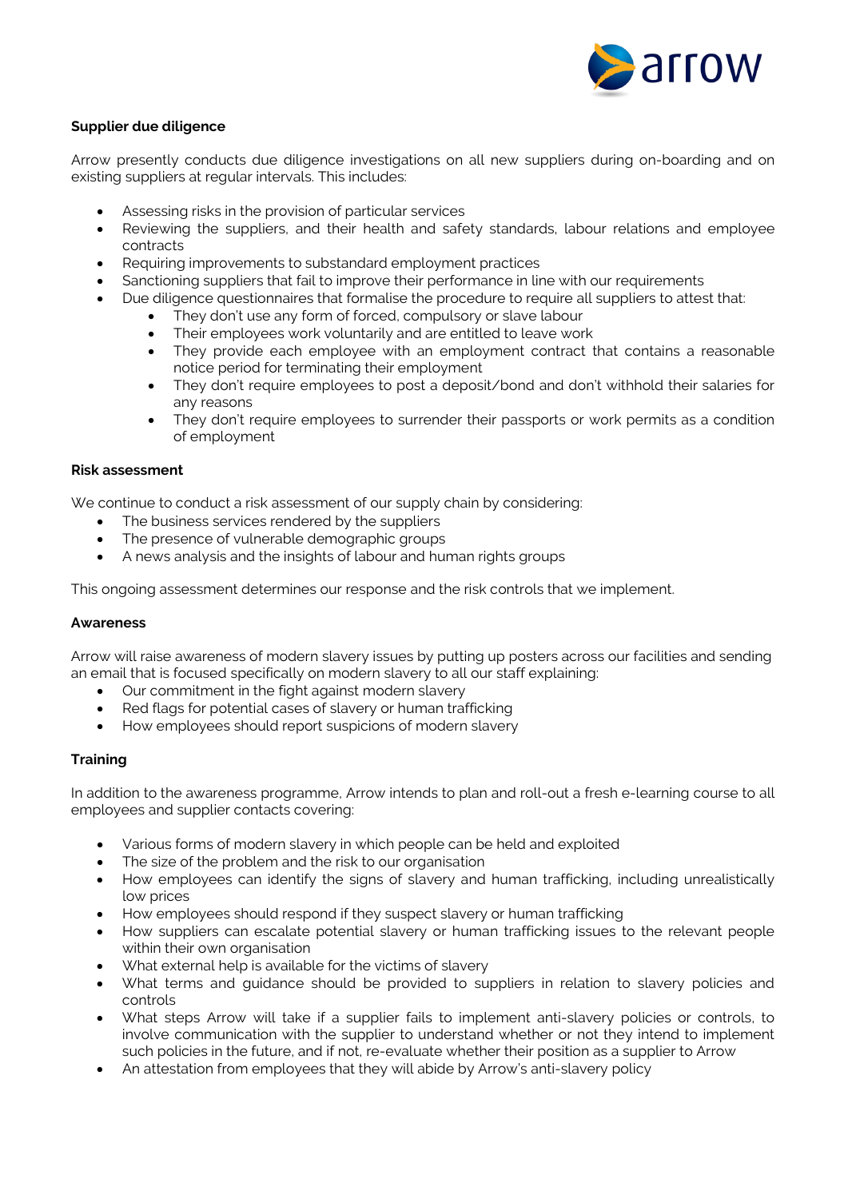**Supplier due diligence**

Arrow presently conducts due diligence investigations on all new suppliers during on-boarding and on existing suppliers at regular intervals. This includes:

- Assessing risks in the provision of particular services
- Reviewing the suppliers, and their health and safety standards, labour relations and employee contracts
- Requiring improvements to substandard employment practices
- Sanctioning suppliers that fail to improve their performance in line with our requirements
- Due diligence questionnaires that formalise the procedure to require all suppliers to attest that:
    - They don't use any form of forced, compulsory or slave labour
    - Their employees work voluntarily and are entitled to leave work
    - They provide each employee with an employment contract that contains a reasonable notice period for terminating their employment
    - They don't require employees to post a deposit/bond and don't withhold their salaries for any reasons
    - They don't require employees to surrender their passports or work permits as a condition of employment

**Risk assessment**

We continue to conduct a risk assessment of our supply chain by considering:

- The business services rendered by the suppliers
- The presence of vulnerable demographic groups
- A news analysis and the insights of labour and human rights groups

This ongoing assessment determines our response and the risk controls that we implement.

**Awareness**

Arrow will raise awareness of modern slavery issues by putting up posters across our facilities and sending an email that is focused specifically on modern slavery to all our staff explaining:

- Our commitment in the fight against modern slavery
- Red flags for potential cases of slavery or human trafficking
- How employees should report suspicions of modern slavery

**Training**

In addition to the awareness programme, Arrow intends to plan and roll-out a fresh e-learning course to all employees and supplier contacts covering:

- Various forms of modern slavery in which people can be held and exploited
- The size of the problem and the risk to our organisation
- How employees can identify the signs of slavery and human trafficking, including unrealistically low prices
- How employees should respond if they suspect slavery or human trafficking
- How suppliers can escalate potential slavery or human trafficking issues to the relevant people within their own organisation
- What external help is available for the victims of slavery
- What terms and guidance should be provided to suppliers in relation to slavery policies and controls
- What steps Arrow will take if a supplier fails to implement anti-slavery policies or controls, to involve communication with the supplier to understand whether or not they intend to implement such policies in the future, and if not, re-evaluate whether their position as a supplier to Arrow
- An attestation from employees that they will abide by Arrow's anti-slavery policy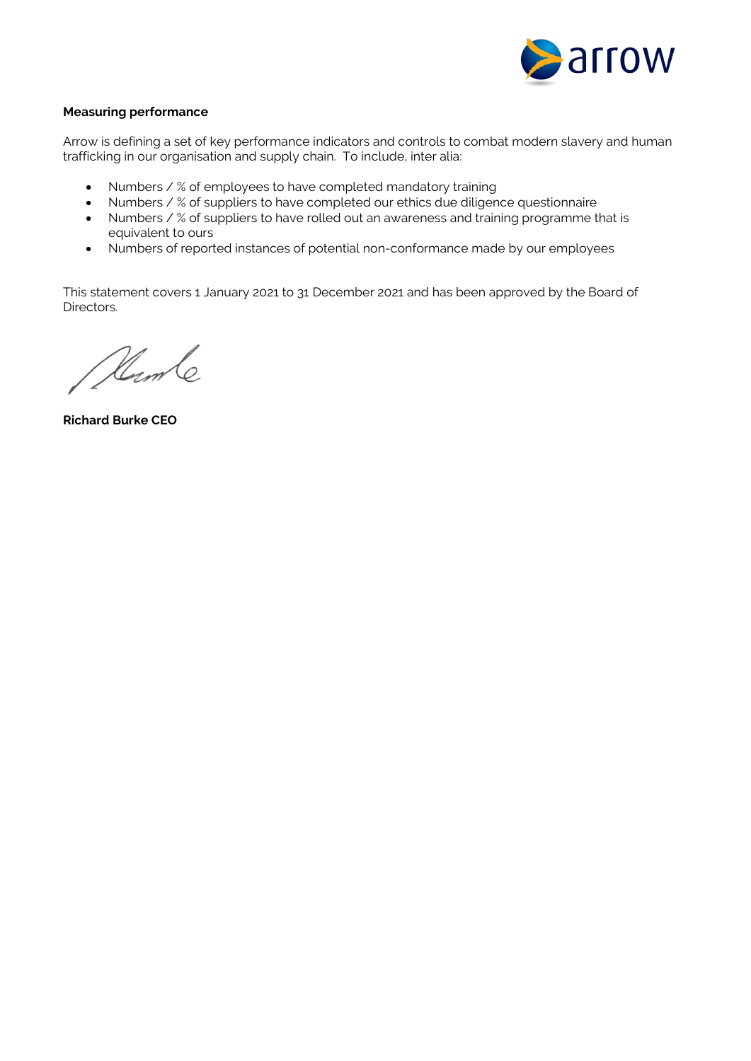**Measuring performance**

Arrow is defining a set of key performance indicators and controls to combat modern slavery and human trafficking in our organisation and supply chain. To include, inter alia:

- Numbers / % of employees to have completed mandatory training
- Numbers / % of suppliers to have completed our ethics due diligence questionnaire
- Numbers / % of suppliers to have rolled out an awareness and training programme that is equivalent to ours
- Numbers of reported instances of potential non-conformance made by our employees

This statement covers 1 January 2021 to 31 December 2021 and has been approved by the Board of Directors.

**Richard Burke CEO**